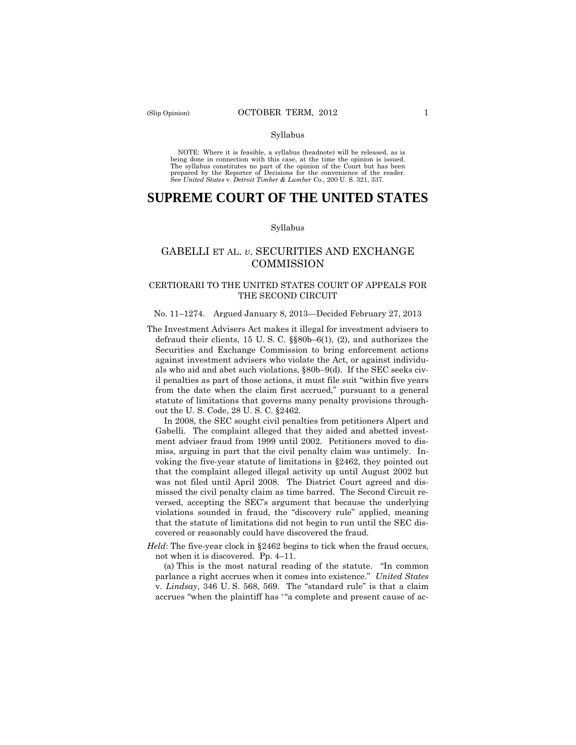Syllabus

NOTE: Where it is feasible, a syllabus (headnote) will be released, as is being done in connection with this case, at the time the opinion is issued. The syllabus constitutes no part of the opinion of the Court but has been prepared by the Reporter of Decisions for the convenience of the reader. See *United States* v. *Detroit Timber & Lumber Co.,* 200 U. S. 321, 337.

# SUPREME COURT OF THE UNITED STATES

Syllabus

## GABELLI ET AL. *v.* SECURITIES AND EXCHANGE COMMISSION

### CERTIORARI TO THE UNITED STATES COURT OF APPEALS FOR THE SECOND CIRCUIT

No. 11–1274. Argued January 8, 2013—Decided February 27, 2013

The Investment Advisers Act makes it illegal for investment advisers to defraud their clients, 15 U. S. C. §§80b–6(1), (2), and authorizes the Securities and Exchange Commission to bring enforcement actions against investment advisers who violate the Act, or against individuals who aid and abet such violations, §80b–9(d). If the SEC seeks civil penalties as part of those actions, it must file suit "within five years from the date when the claim first accrued," pursuant to a general statute of limitations that governs many penalty provisions throughout the U. S. Code, 28 U. S. C. §2462.

In 2008, the SEC sought civil penalties from petitioners Alpert and Gabelli. The complaint alleged that they aided and abetted investment adviser fraud from 1999 until 2002. Petitioners moved to dismiss, arguing in part that the civil penalty claim was untimely. Invoking the five-year statute of limitations in §2462, they pointed out that the complaint alleged illegal activity up until August 2002 but was not filed until April 2008. The District Court agreed and dismissed the civil penalty claim as time barred. The Second Circuit reversed, accepting the SEC's argument that because the underlying violations sounded in fraud, the "discovery rule" applied, meaning that the statute of limitations did not begin to run until the SEC discovered or reasonably could have discovered the fraud.

*Held*: The five-year clock in §2462 begins to tick when the fraud occurs, not when it is discovered. Pp. 4–11.

(a) This is the most natural reading of the statute. "In common parlance a right accrues when it comes into existence." *United States* v. *Lindsay*, 346 U. S. 568, 569. The "standard rule" is that a claim accrues "when the plaintiff has '"a complete and present cause of ac-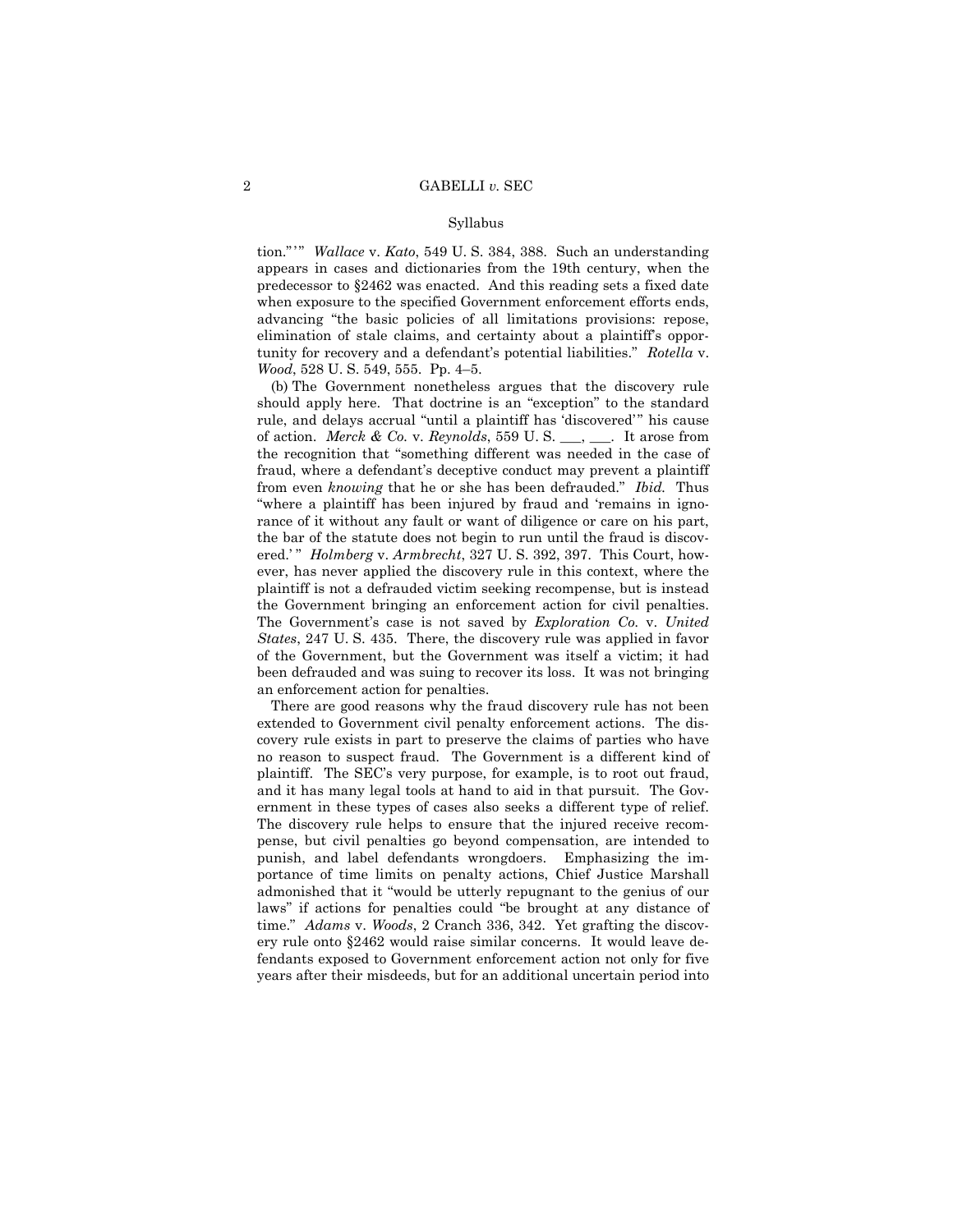tion." ' " *Wallace* v. *Kato*, 549 U. S. 384, 388. Such an understanding appears in cases and dictionaries from the 19th century, when the predecessor to §2462 was enacted. And this reading sets a fixed date when exposure to the specified Government enforcement efforts ends, advancing "the basic policies of all limitations provisions: repose, elimination of stale claims, and certainty about a plaintiff's opportunity for recovery and a defendant's potential liabilities." *Rotella* v. *Wood*, 528 U. S. 549, 555. Pp. 4–5.

(b) The Government nonetheless argues that the discovery rule should apply here. That doctrine is an "exception" to the standard rule, and delays accrual "until a plaintiff has 'discovered' " his cause of action. *Merck & Co.* v. *Reynolds*, 559 U. S. ___, ___. It arose from the recognition that "something different was needed in the case of fraud, where a defendant's deceptive conduct may prevent a plaintiff from even *knowing* that he or she has been defrauded." *Ibid.* Thus "where a plaintiff has been injured by fraud and 'remains in ignorance of it without any fault or want of diligence or care on his part, the bar of the statute does not begin to run until the fraud is discovered.' " *Holmberg* v. *Armbrecht*, 327 U. S. 392, 397. This Court, however, has never applied the discovery rule in this context, where the plaintiff is not a defrauded victim seeking recompense, but is instead the Government bringing an enforcement action for civil penalties. The Government's case is not saved by *Exploration Co.* v. *United States*, 247 U. S. 435. There, the discovery rule was applied in favor of the Government, but the Government was itself a victim; it had been defrauded and was suing to recover its loss. It was not bringing an enforcement action for penalties.

There are good reasons why the fraud discovery rule has not been extended to Government civil penalty enforcement actions. The discovery rule exists in part to preserve the claims of parties who have no reason to suspect fraud. The Government is a different kind of plaintiff. The SEC's very purpose, for example, is to root out fraud, and it has many legal tools at hand to aid in that pursuit. The Government in these types of cases also seeks a different type of relief. The discovery rule helps to ensure that the injured receive recompense, but civil penalties go beyond compensation, are intended to punish, and label defendants wrongdoers. Emphasizing the importance of time limits on penalty actions, Chief Justice Marshall admonished that it "would be utterly repugnant to the genius of our laws" if actions for penalties could "be brought at any distance of time." *Adams* v. *Woods*, 2 Cranch 336, 342. Yet grafting the discovery rule onto §2462 would raise similar concerns. It would leave defendants exposed to Government enforcement action not only for five years after their misdeeds, but for an additional uncertain period into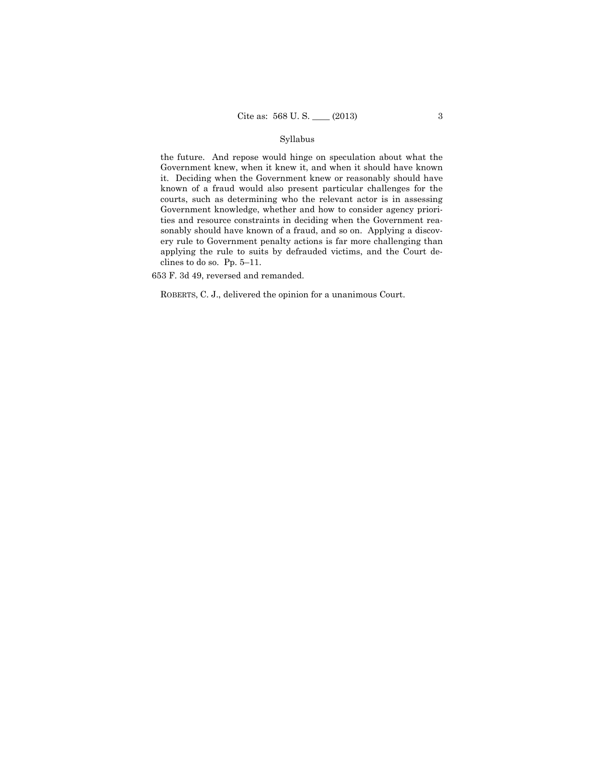the future. And repose would hinge on speculation about what the Government knew, when it knew it, and when it should have known it. Deciding when the Government knew or reasonably should have known of a fraud would also present particular challenges for the courts, such as determining who the relevant actor is in assessing Government knowledge, whether and how to consider agency priorities and resource constraints in deciding when the Government reasonably should have known of a fraud, and so on. Applying a discovery rule to Government penalty actions is far more challenging than applying the rule to suits by defrauded victims, and the Court declines to do so. Pp. 5–11.

653 F. 3d 49, reversed and remanded.

ROBERTS, C. J., delivered the opinion for a unanimous Court.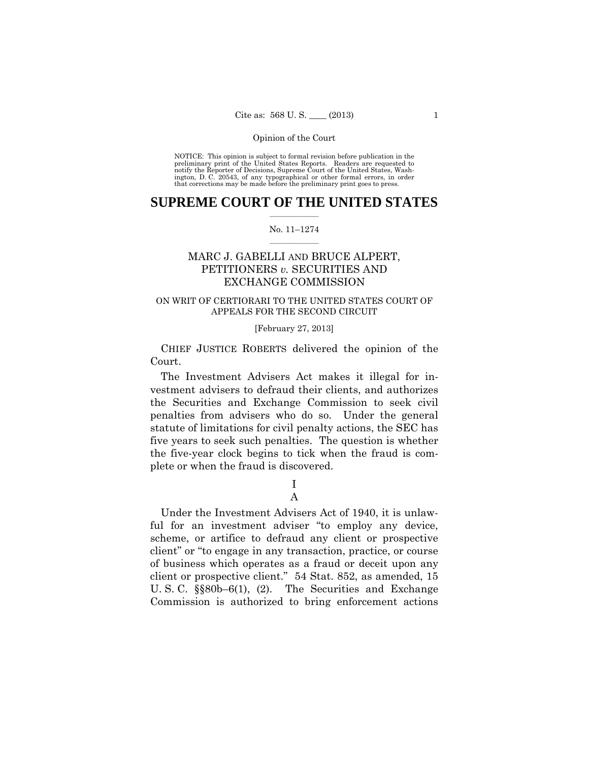NOTICE: This opinion is subject to formal revision before publication in the preliminary print of the United States Reports. Readers are requested to notify the Reporter of Decisions, Supreme Court of the United States, Washington, D. C. 20543, of any typographical or other formal errors, in order that corrections may be made before the preliminary print goes to press.

# SUPREME COURT OF THE UNITED STATES

No. 11–1274

## MARC J. GABELLI AND BRUCE ALPERT, PETITIONERS *v.* SECURITIES AND EXCHANGE COMMISSION

ON WRIT OF CERTIORARI TO THE UNITED STATES COURT OF APPEALS FOR THE SECOND CIRCUIT

[February 27, 2013]

CHIEF JUSTICE ROBERTS delivered the opinion of the Court.

The Investment Advisers Act makes it illegal for investment advisers to defraud their clients, and authorizes the Securities and Exchange Commission to seek civil penalties from advisers who do so. Under the general statute of limitations for civil penalty actions, the SEC has five years to seek such penalties. The question is whether the five-year clock begins to tick when the fraud is complete or when the fraud is discovered.

I

A

Under the Investment Advisers Act of 1940, it is unlawful for an investment adviser "to employ any device, scheme, or artifice to defraud any client or prospective client" or "to engage in any transaction, practice, or course of business which operates as a fraud or deceit upon any client or prospective client." 54 Stat. 852, as amended, 15 U. S. C. §§80b–6(1), (2). The Securities and Exchange Commission is authorized to bring enforcement actions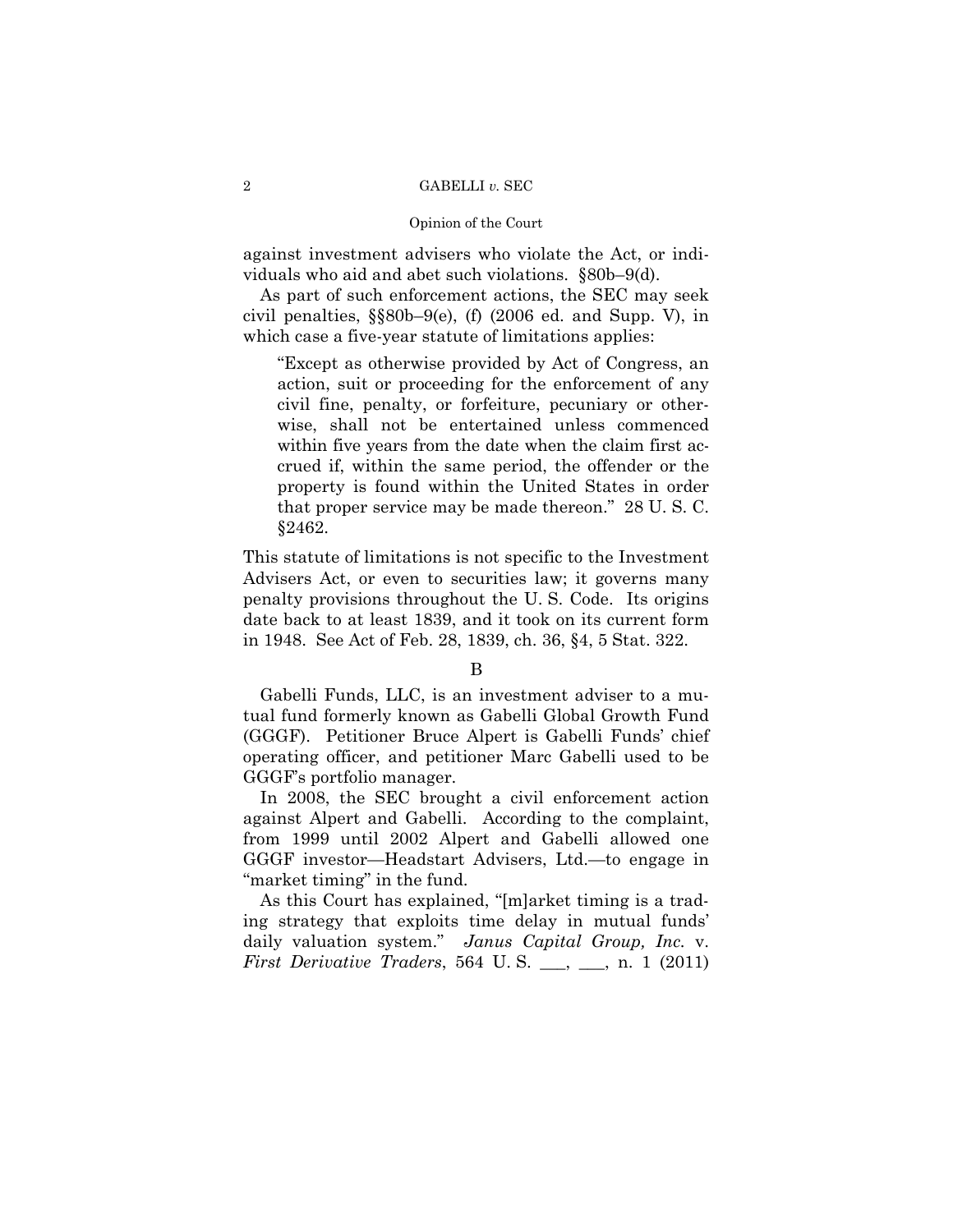against investment advisers who violate the Act, or individuals who aid and abet such violations. §80b–9(d).

As part of such enforcement actions, the SEC may seek civil penalties, §§80b–9(e), (f) (2006 ed. and Supp. V), in which case a five-year statute of limitations applies:

> "Except as otherwise provided by Act of Congress, an action, suit or proceeding for the enforcement of any civil fine, penalty, or forfeiture, pecuniary or otherwise, shall not be entertained unless commenced within five years from the date when the claim first accrued if, within the same period, the offender or the property is found within the United States in order that proper service may be made thereon." 28 U. S. C. §2462.

This statute of limitations is not specific to the Investment Advisers Act, or even to securities law; it governs many penalty provisions throughout the U. S. Code. Its origins date back to at least 1839, and it took on its current form in 1948. See Act of Feb. 28, 1839, ch. 36, §4, 5 Stat. 322.

### B

Gabelli Funds, LLC, is an investment adviser to a mutual fund formerly known as Gabelli Global Growth Fund (GGGF). Petitioner Bruce Alpert is Gabelli Funds' chief operating officer, and petitioner Marc Gabelli used to be GGGF's portfolio manager.

In 2008, the SEC brought a civil enforcement action against Alpert and Gabelli. According to the complaint, from 1999 until 2002 Alpert and Gabelli allowed one GGGF investor—Headstart Advisers, Ltd.—to engage in "market timing" in the fund.

As this Court has explained, "[m]arket timing is a trading strategy that exploits time delay in mutual funds' daily valuation system." *Janus Capital Group, Inc.* v. *First Derivative Traders*, 564 U. S. ___, ___, n. 1 (2011)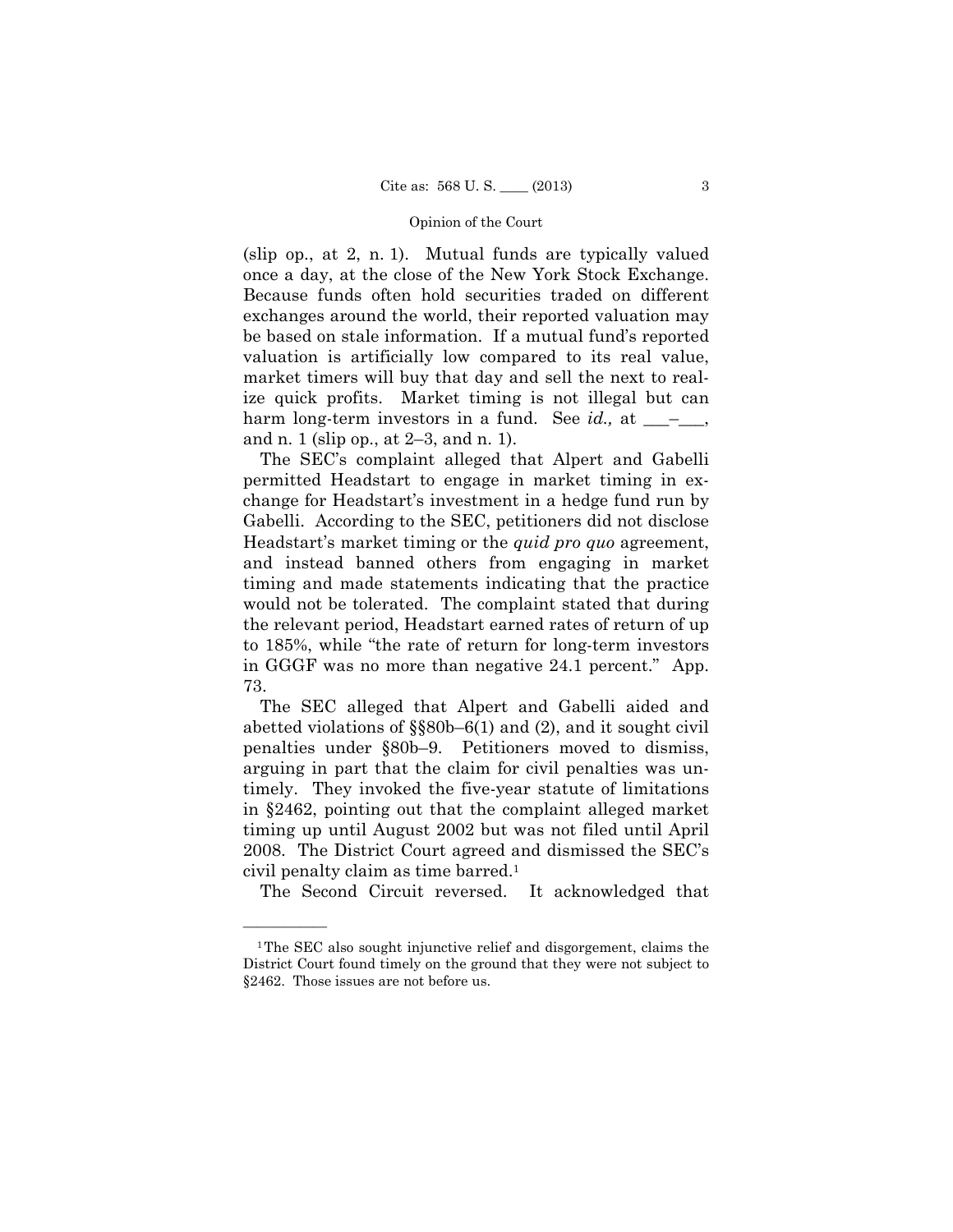(slip op., at 2, n. 1). Mutual funds are typically valued once a day, at the close of the New York Stock Exchange. Because funds often hold securities traded on different exchanges around the world, their reported valuation may be based on stale information. If a mutual fund's reported valuation is artificially low compared to its real value, market timers will buy that day and sell the next to realize quick profits. Market timing is not illegal but can harm long-term investors in a fund. See *id.,* at ___–___, and n. 1 (slip op., at 2–3, and n. 1).

The SEC's complaint alleged that Alpert and Gabelli permitted Headstart to engage in market timing in exchange for Headstart's investment in a hedge fund run by Gabelli. According to the SEC, petitioners did not disclose Headstart's market timing or the *quid pro quo* agreement, and instead banned others from engaging in market timing and made statements indicating that the practice would not be tolerated. The complaint stated that during the relevant period, Headstart earned rates of return of up to 185%, while "the rate of return for long-term investors in GGGF was no more than negative 24.1 percent." App. 73.

The SEC alleged that Alpert and Gabelli aided and abetted violations of §§80b–6(1) and (2), and it sought civil penalties under §80b–9. Petitioners moved to dismiss, arguing in part that the claim for civil penalties was untimely. They invoked the five-year statute of limitations in §2462, pointing out that the complaint alleged market timing up until August 2002 but was not filed until April 2008. The District Court agreed and dismissed the SEC's civil penalty claim as time barred.[1]

The Second Circuit reversed. It acknowledged that

---

[1] The SEC also sought injunctive relief and disgorgement, claims the District Court found timely on the ground that they were not subject to §2462. Those issues are not before us.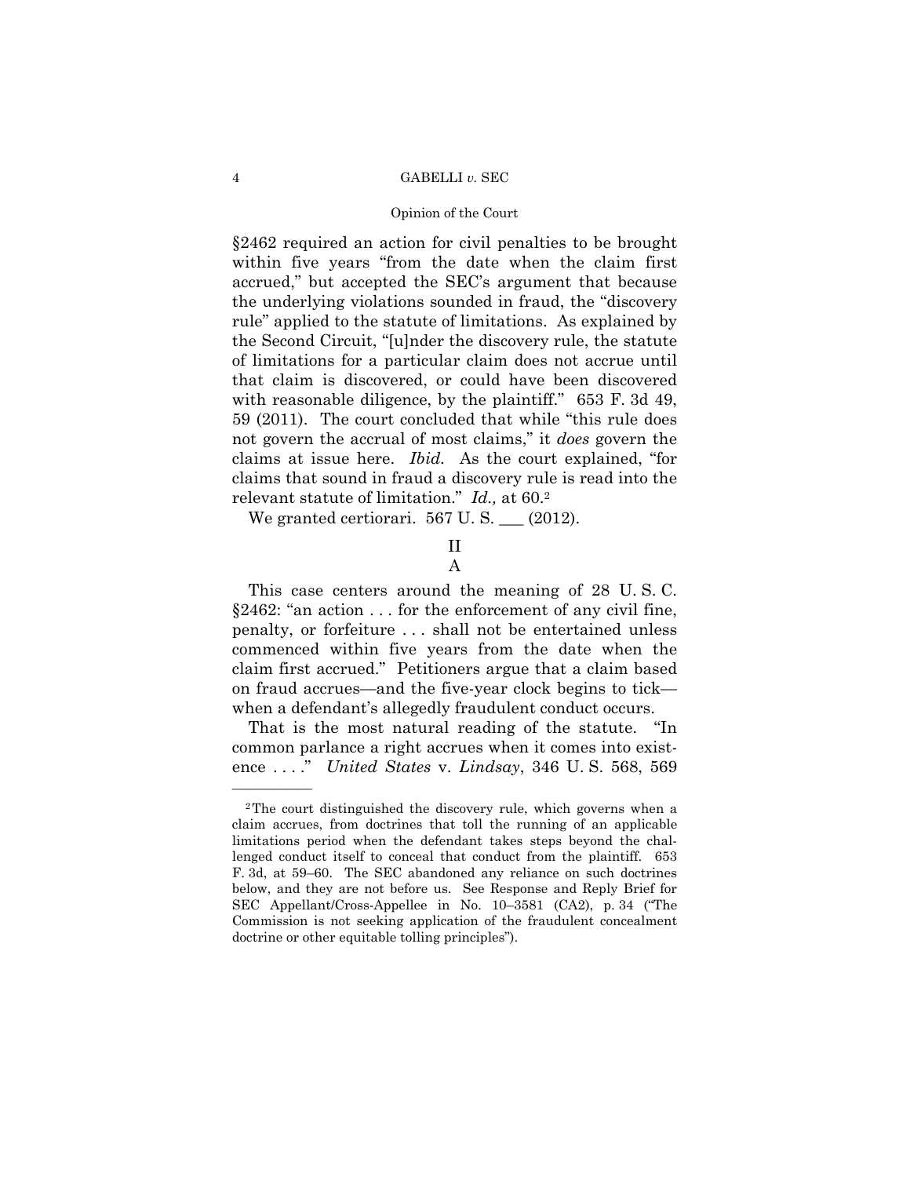§2462 required an action for civil penalties to be brought within five years "from the date when the claim first accrued," but accepted the SEC's argument that because the underlying violations sounded in fraud, the "discovery rule" applied to the statute of limitations. As explained by the Second Circuit, "[u]nder the discovery rule, the statute of limitations for a particular claim does not accrue until that claim is discovered, or could have been discovered with reasonable diligence, by the plaintiff." 653 F. 3d 49, 59 (2011). The court concluded that while "this rule does not govern the accrual of most claims," it *does* govern the claims at issue here. *Ibid.* As the court explained, "for claims that sound in fraud a discovery rule is read into the relevant statute of limitation." *Id.,* at 60.[2]

We granted certiorari. 567 U. S. ___ (2012).

## II

### A

This case centers around the meaning of 28 U. S. C. §2462: "an action . . . for the enforcement of any civil fine, penalty, or forfeiture . . . shall not be entertained unless commenced within five years from the date when the claim first accrued." Petitioners argue that a claim based on fraud accrues—and the five-year clock begins to tick—when a defendant's allegedly fraudulent conduct occurs.

That is the most natural reading of the statute. "In common parlance a right accrues when it comes into existence . . . ." *United States* v. *Lindsay*, 346 U. S. 568, 569

---

[2] The court distinguished the discovery rule, which governs when a claim accrues, from doctrines that toll the running of an applicable limitations period when the defendant takes steps beyond the challenged conduct itself to conceal that conduct from the plaintiff. 653 F. 3d, at 59–60. The SEC abandoned any reliance on such doctrines below, and they are not before us. See Response and Reply Brief for SEC Appellant/Cross-Appellee in No. 10–3581 (CA2), p. 34 ("The Commission is not seeking application of the fraudulent concealment doctrine or other equitable tolling principles").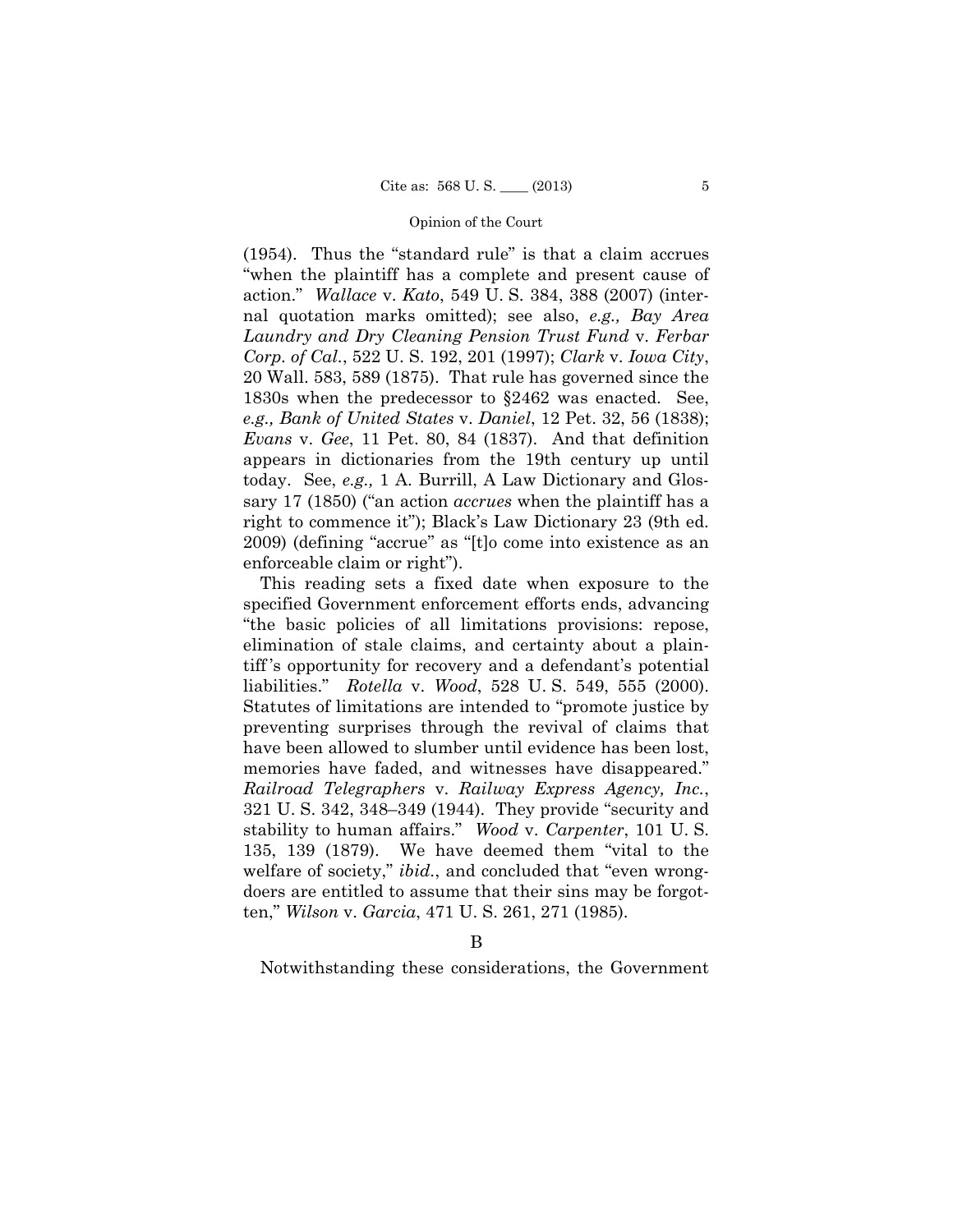(1954). Thus the "standard rule" is that a claim accrues "when the plaintiff has a complete and present cause of action." *Wallace* v. *Kato*, 549 U. S. 384, 388 (2007) (internal quotation marks omitted); see also, *e.g., Bay Area Laundry and Dry Cleaning Pension Trust Fund* v. *Ferbar Corp. of Cal.*, 522 U. S. 192, 201 (1997); *Clark* v. *Iowa City*, 20 Wall. 583, 589 (1875). That rule has governed since the 1830s when the predecessor to §2462 was enacted. See, *e.g., Bank of United States* v. *Daniel*, 12 Pet. 32, 56 (1838); *Evans* v. *Gee*, 11 Pet. 80, 84 (1837). And that definition appears in dictionaries from the 19th century up until today. See, *e.g.,* 1 A. Burrill, A Law Dictionary and Glossary 17 (1850) ("an action *accrues* when the plaintiff has a right to commence it"); Black's Law Dictionary 23 (9th ed. 2009) (defining "accrue" as "[t]o come into existence as an enforceable claim or right").

This reading sets a fixed date when exposure to the specified Government enforcement efforts ends, advancing "the basic policies of all limitations provisions: repose, elimination of stale claims, and certainty about a plaintiff's opportunity for recovery and a defendant's potential liabilities." *Rotella* v. *Wood*, 528 U. S. 549, 555 (2000). Statutes of limitations are intended to "promote justice by preventing surprises through the revival of claims that have been allowed to slumber until evidence has been lost, memories have faded, and witnesses have disappeared." *Railroad Telegraphers* v. *Railway Express Agency, Inc.*, 321 U. S. 342, 348–349 (1944). They provide "security and stability to human affairs." *Wood* v. *Carpenter*, 101 U. S. 135, 139 (1879). We have deemed them "vital to the welfare of society," *ibid.*, and concluded that "even wrongdoers are entitled to assume that their sins may be forgotten," *Wilson* v. *Garcia*, 471 U. S. 261, 271 (1985).

### B

Notwithstanding these considerations, the Government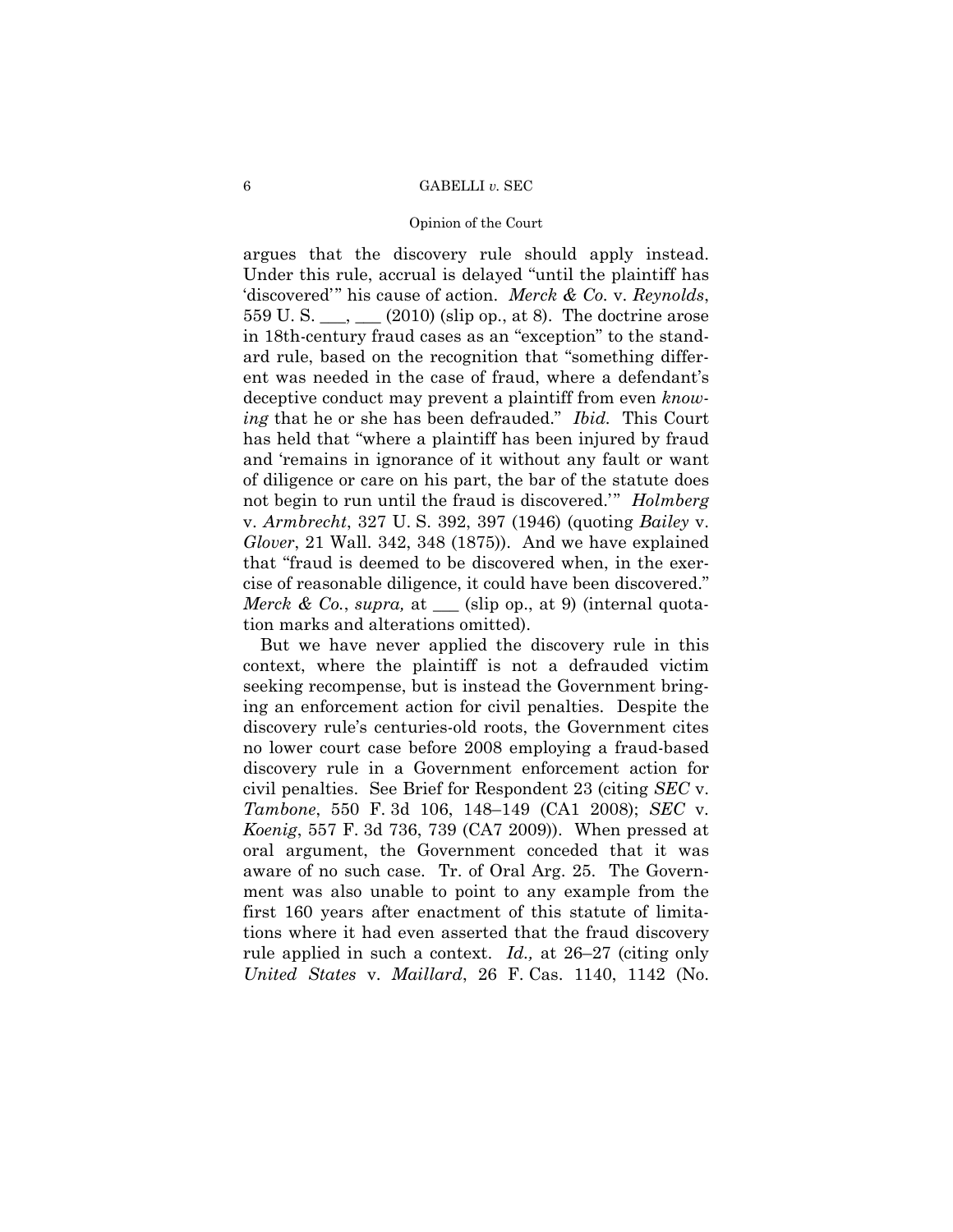argues that the discovery rule should apply instead. Under this rule, accrual is delayed "until the plaintiff has 'discovered'" his cause of action. *Merck & Co.* v. *Reynolds*, 559 U. S. ___, ___ (2010) (slip op., at 8). The doctrine arose in 18th-century fraud cases as an "exception" to the standard rule, based on the recognition that "something different was needed in the case of fraud, where a defendant's deceptive conduct may prevent a plaintiff from even *knowing* that he or she has been defrauded." *Ibid.* This Court has held that "where a plaintiff has been injured by fraud and 'remains in ignorance of it without any fault or want of diligence or care on his part, the bar of the statute does not begin to run until the fraud is discovered.'" *Holmberg* v. *Armbrecht*, 327 U. S. 392, 397 (1946) (quoting *Bailey* v. *Glover*, 21 Wall. 342, 348 (1875)). And we have explained that "fraud is deemed to be discovered when, in the exercise of reasonable diligence, it could have been discovered." *Merck & Co.*, *supra,* at ___ (slip op., at 9) (internal quotation marks and alterations omitted).

But we have never applied the discovery rule in this context, where the plaintiff is not a defrauded victim seeking recompense, but is instead the Government bringing an enforcement action for civil penalties. Despite the discovery rule's centuries-old roots, the Government cites no lower court case before 2008 employing a fraud-based discovery rule in a Government enforcement action for civil penalties. See Brief for Respondent 23 (citing *SEC* v. *Tambone*, 550 F. 3d 106, 148–149 (CA1 2008); *SEC* v. *Koenig*, 557 F. 3d 736, 739 (CA7 2009)). When pressed at oral argument, the Government conceded that it was aware of no such case. Tr. of Oral Arg. 25. The Government was also unable to point to any example from the first 160 years after enactment of this statute of limitations where it had even asserted that the fraud discovery rule applied in such a context. *Id.,* at 26–27 (citing only *United States* v. *Maillard*, 26 F. Cas. 1140, 1142 (No.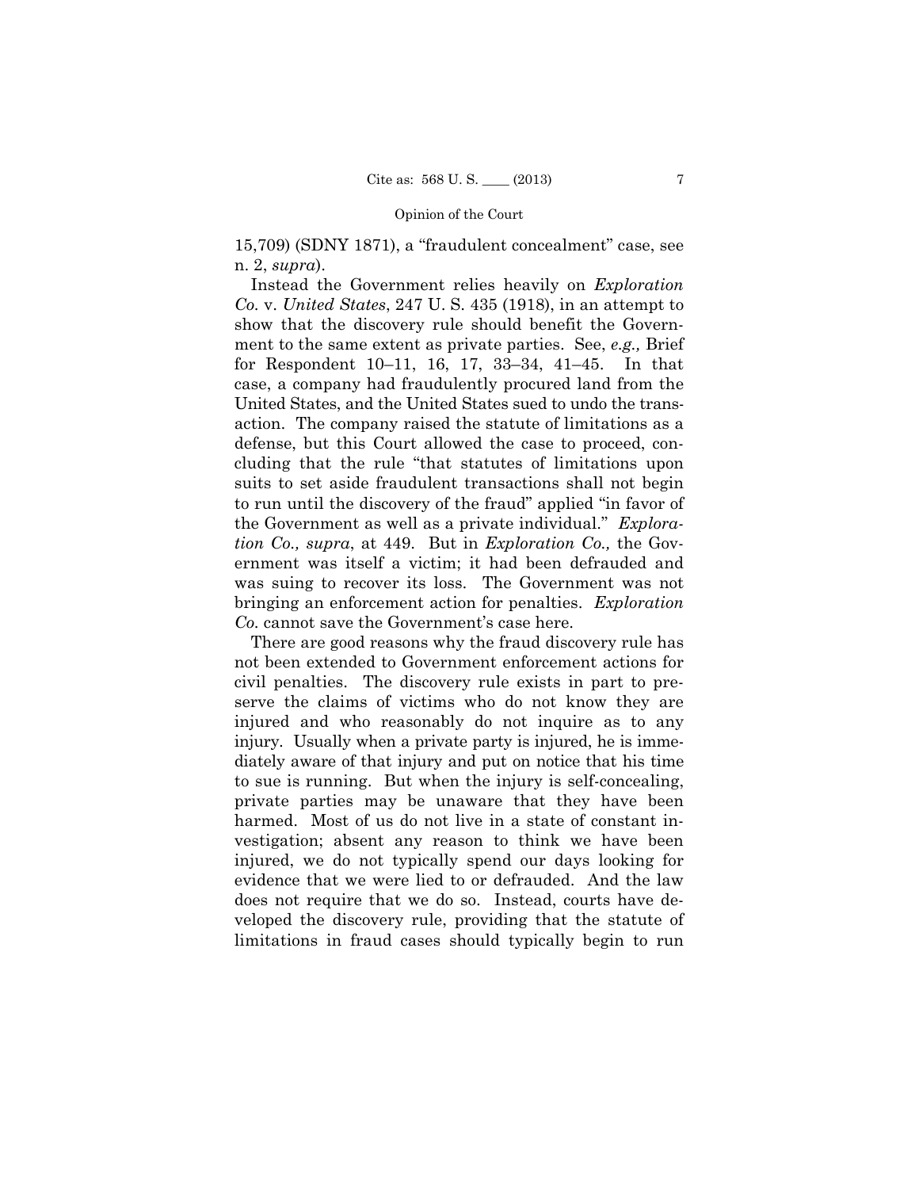15,709) (SDNY 1871), a "fraudulent concealment" case, see n. 2, *supra*).

Instead the Government relies heavily on *Exploration Co.* v. *United States*, 247 U. S. 435 (1918), in an attempt to show that the discovery rule should benefit the Government to the same extent as private parties. See, *e.g.,* Brief for Respondent 10–11, 16, 17, 33–34, 41–45. In that case, a company had fraudulently procured land from the United States, and the United States sued to undo the transaction. The company raised the statute of limitations as a defense, but this Court allowed the case to proceed, concluding that the rule "that statutes of limitations upon suits to set aside fraudulent transactions shall not begin to run until the discovery of the fraud" applied "in favor of the Government as well as a private individual." *Exploration Co., supra*, at 449. But in *Exploration Co.,* the Government was itself a victim; it had been defrauded and was suing to recover its loss. The Government was not bringing an enforcement action for penalties. *Exploration Co.* cannot save the Government's case here.

There are good reasons why the fraud discovery rule has not been extended to Government enforcement actions for civil penalties. The discovery rule exists in part to preserve the claims of victims who do not know they are injured and who reasonably do not inquire as to any injury. Usually when a private party is injured, he is immediately aware of that injury and put on notice that his time to sue is running. But when the injury is self-concealing, private parties may be unaware that they have been harmed. Most of us do not live in a state of constant investigation; absent any reason to think we have been injured, we do not typically spend our days looking for evidence that we were lied to or defrauded. And the law does not require that we do so. Instead, courts have developed the discovery rule, providing that the statute of limitations in fraud cases should typically begin to run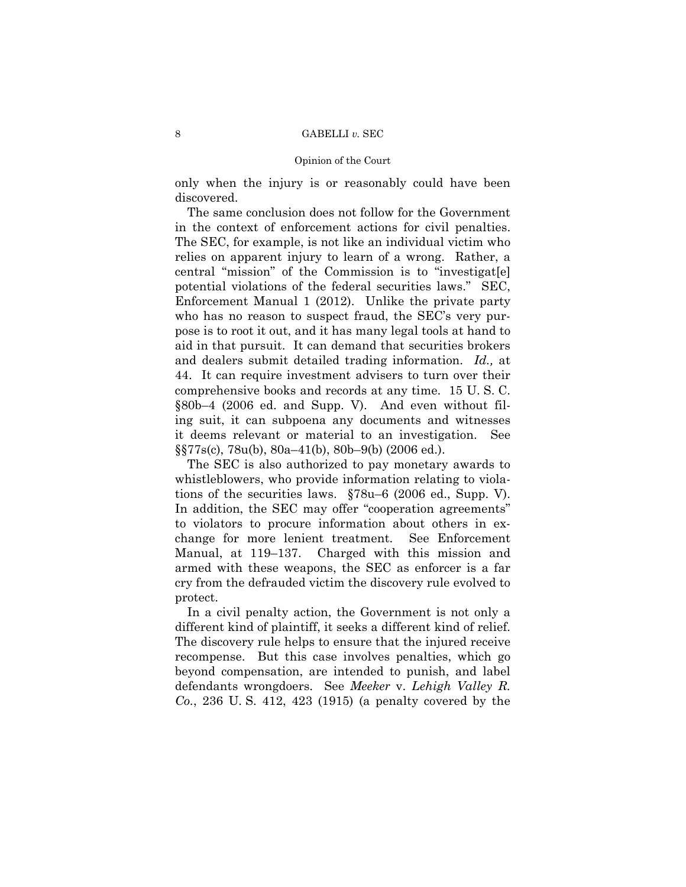only when the injury is or reasonably could have been discovered.

The same conclusion does not follow for the Government in the context of enforcement actions for civil penalties. The SEC, for example, is not like an individual victim who relies on apparent injury to learn of a wrong. Rather, a central "mission" of the Commission is to "investigat[e] potential violations of the federal securities laws." SEC, Enforcement Manual 1 (2012). Unlike the private party who has no reason to suspect fraud, the SEC's very purpose is to root it out, and it has many legal tools at hand to aid in that pursuit. It can demand that securities brokers and dealers submit detailed trading information. *Id.,* at 44. It can require investment advisers to turn over their comprehensive books and records at any time. 15 U. S. C. §80b–4 (2006 ed. and Supp. V). And even without filing suit, it can subpoena any documents and witnesses it deems relevant or material to an investigation. See §§77s(c), 78u(b), 80a–41(b), 80b–9(b) (2006 ed.).

The SEC is also authorized to pay monetary awards to whistleblowers, who provide information relating to violations of the securities laws. §78u–6 (2006 ed., Supp. V). In addition, the SEC may offer "cooperation agreements" to violators to procure information about others in exchange for more lenient treatment. See Enforcement Manual, at 119–137. Charged with this mission and armed with these weapons, the SEC as enforcer is a far cry from the defrauded victim the discovery rule evolved to protect.

In a civil penalty action, the Government is not only a different kind of plaintiff, it seeks a different kind of relief. The discovery rule helps to ensure that the injured receive recompense. But this case involves penalties, which go beyond compensation, are intended to punish, and label defendants wrongdoers. See *Meeker* v. *Lehigh Valley R. Co.*, 236 U. S. 412, 423 (1915) (a penalty covered by the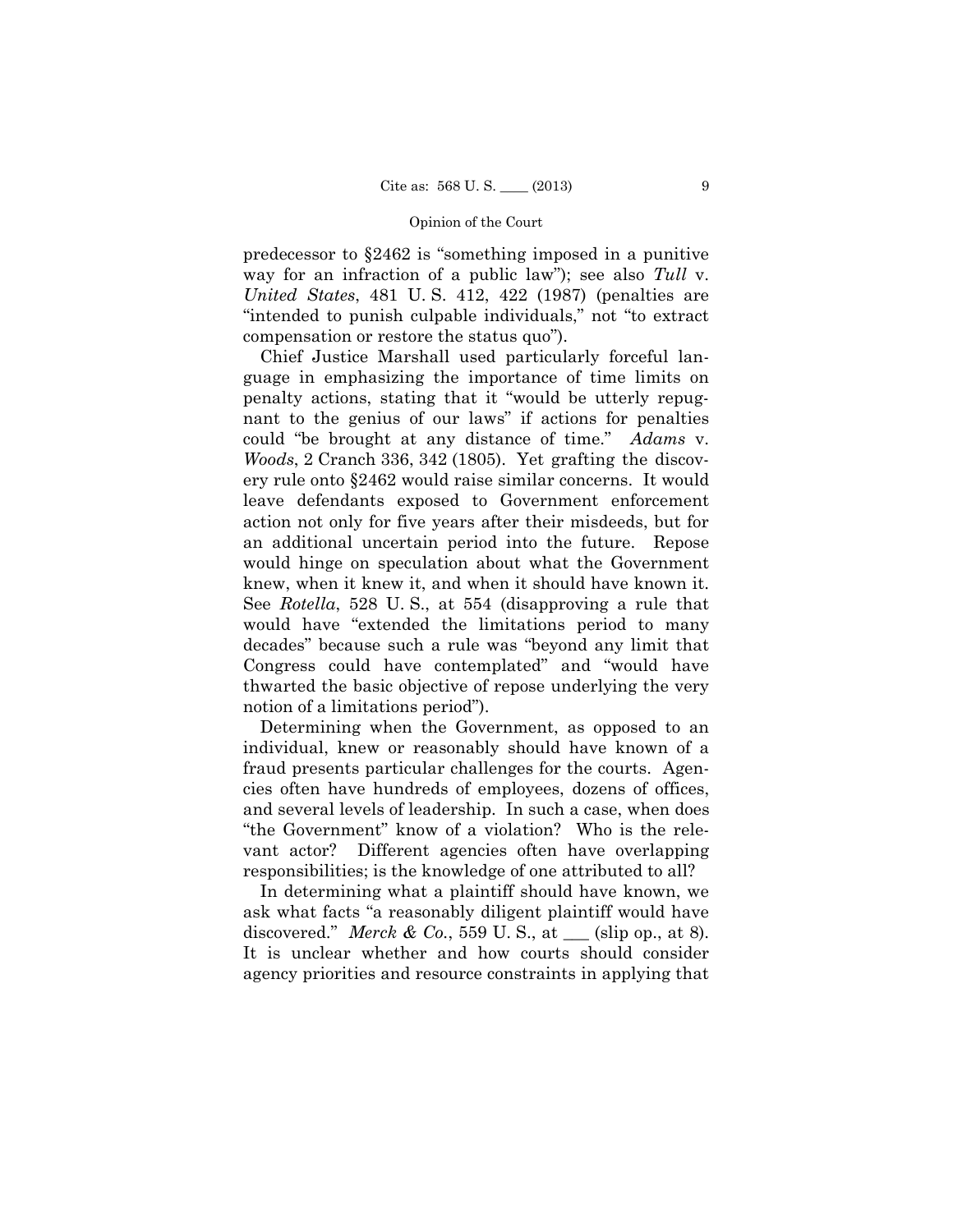predecessor to §2462 is "something imposed in a punitive way for an infraction of a public law"); see also *Tull* v. *United States*, 481 U. S. 412, 422 (1987) (penalties are "intended to punish culpable individuals," not "to extract compensation or restore the status quo").

Chief Justice Marshall used particularly forceful language in emphasizing the importance of time limits on penalty actions, stating that it "would be utterly repugnant to the genius of our laws" if actions for penalties could "be brought at any distance of time." *Adams* v. *Woods*, 2 Cranch 336, 342 (1805). Yet grafting the discovery rule onto §2462 would raise similar concerns. It would leave defendants exposed to Government enforcement action not only for five years after their misdeeds, but for an additional uncertain period into the future. Repose would hinge on speculation about what the Government knew, when it knew it, and when it should have known it. See *Rotella*, 528 U. S., at 554 (disapproving a rule that would have "extended the limitations period to many decades" because such a rule was "beyond any limit that Congress could have contemplated" and "would have thwarted the basic objective of repose underlying the very notion of a limitations period").

Determining when the Government, as opposed to an individual, knew or reasonably should have known of a fraud presents particular challenges for the courts. Agencies often have hundreds of employees, dozens of offices, and several levels of leadership. In such a case, when does "the Government" know of a violation? Who is the relevant actor? Different agencies often have overlapping responsibilities; is the knowledge of one attributed to all?

In determining what a plaintiff should have known, we ask what facts "a reasonably diligent plaintiff would have discovered." *Merck & Co.*, 559 U. S., at ___ (slip op., at 8). It is unclear whether and how courts should consider agency priorities and resource constraints in applying that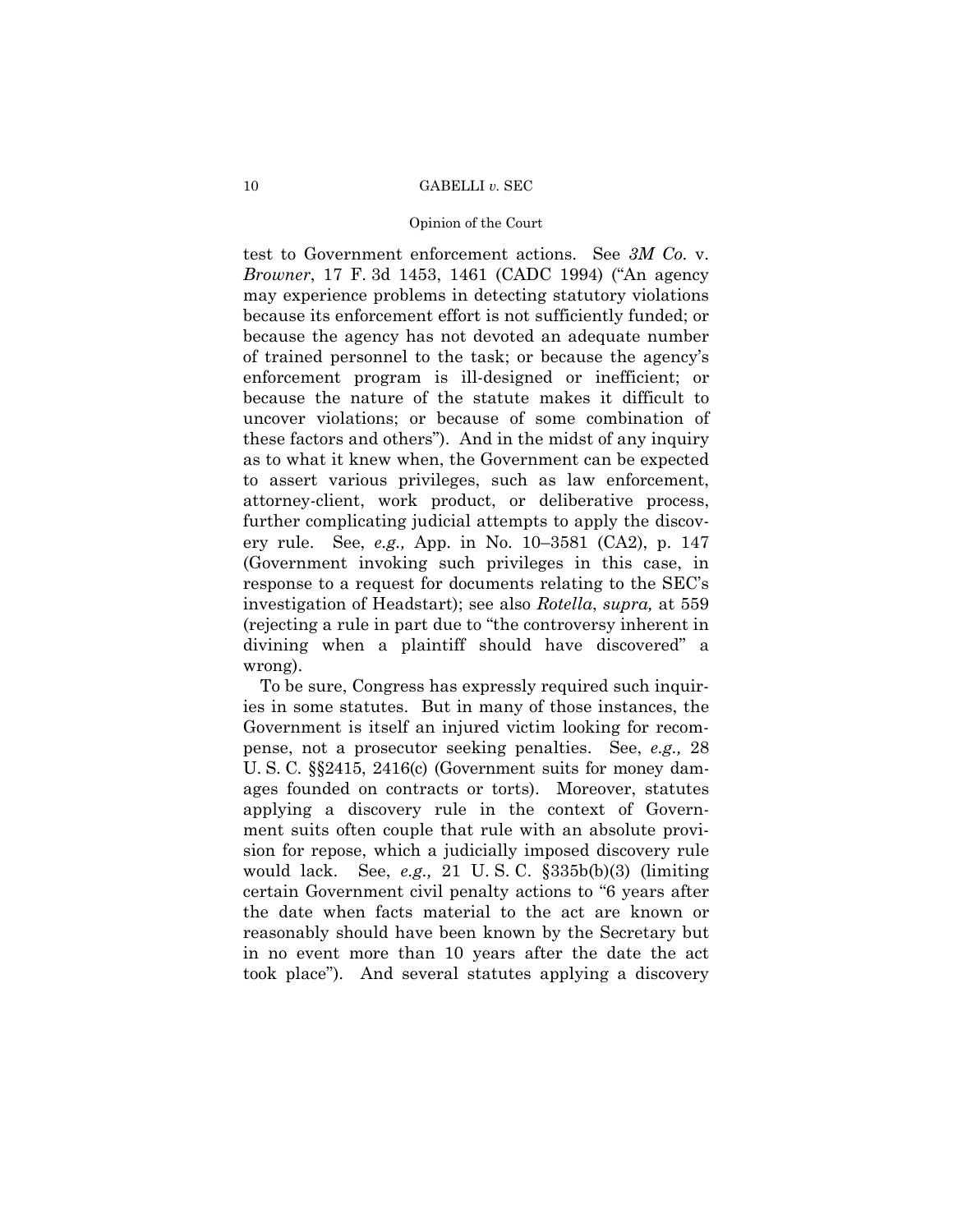test to Government enforcement actions. See *3M Co.* v. *Browner*, 17 F. 3d 1453, 1461 (CADC 1994) ("An agency may experience problems in detecting statutory violations because its enforcement effort is not sufficiently funded; or because the agency has not devoted an adequate number of trained personnel to the task; or because the agency's enforcement program is ill-designed or inefficient; or because the nature of the statute makes it difficult to uncover violations; or because of some combination of these factors and others"). And in the midst of any inquiry as to what it knew when, the Government can be expected to assert various privileges, such as law enforcement, attorney-client, work product, or deliberative process, further complicating judicial attempts to apply the discovery rule. See, *e.g.,* App. in No. 10–3581 (CA2), p. 147 (Government invoking such privileges in this case, in response to a request for documents relating to the SEC's investigation of Headstart); see also *Rotella*, *supra,* at 559 (rejecting a rule in part due to "the controversy inherent in divining when a plaintiff should have discovered" a wrong).

To be sure, Congress has expressly required such inquiries in some statutes. But in many of those instances, the Government is itself an injured victim looking for recompense, not a prosecutor seeking penalties. See, *e.g.,* 28 U. S. C. §§2415, 2416(c) (Government suits for money damages founded on contracts or torts). Moreover, statutes applying a discovery rule in the context of Government suits often couple that rule with an absolute provision for repose, which a judicially imposed discovery rule would lack. See, *e.g.,* 21 U. S. C. §335b(b)(3) (limiting certain Government civil penalty actions to "6 years after the date when facts material to the act are known or reasonably should have been known by the Secretary but in no event more than 10 years after the date the act took place"). And several statutes applying a discovery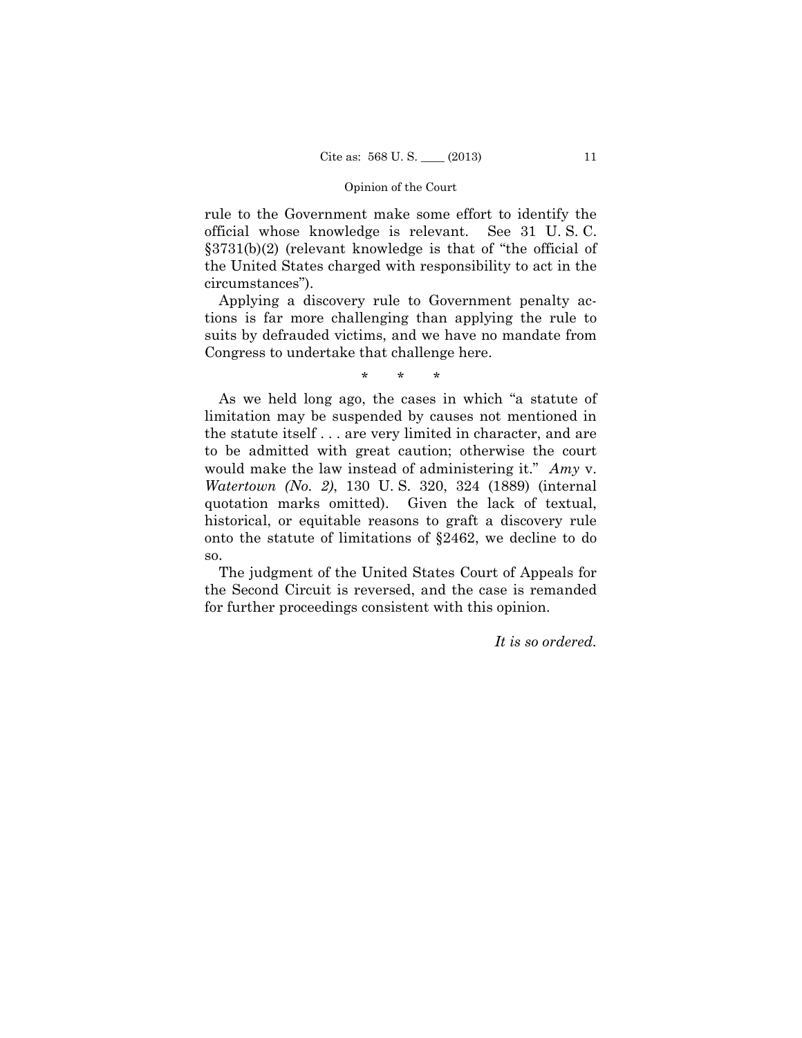rule to the Government make some effort to identify the official whose knowledge is relevant. See 31 U. S. C. §3731(b)(2) (relevant knowledge is that of "the official of the United States charged with responsibility to act in the circumstances").

Applying a discovery rule to Government penalty actions is far more challenging than applying the rule to suits by defrauded victims, and we have no mandate from Congress to undertake that challenge here.

\* \* \*

As we held long ago, the cases in which "a statute of limitation may be suspended by causes not mentioned in the statute itself . . . are very limited in character, and are to be admitted with great caution; otherwise the court would make the law instead of administering it." *Amy* v. *Watertown (No. 2)*, 130 U. S. 320, 324 (1889) (internal quotation marks omitted). Given the lack of textual, historical, or equitable reasons to graft a discovery rule onto the statute of limitations of §2462, we decline to do so.

The judgment of the United States Court of Appeals for the Second Circuit is reversed, and the case is remanded for further proceedings consistent with this opinion.

*It is so ordered.*